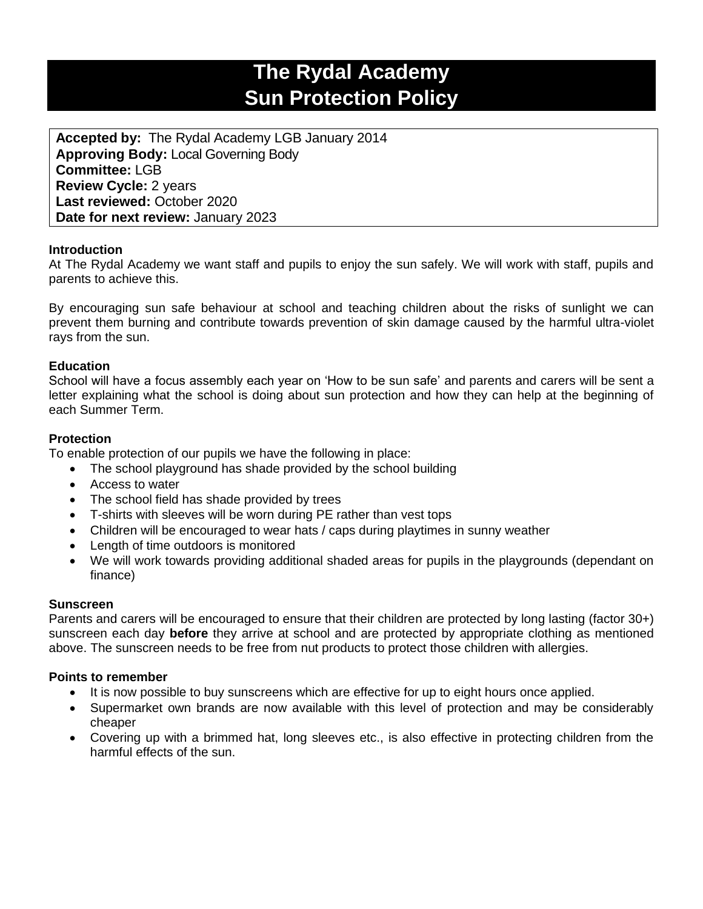# The Rydal Academy
# Sun Protection Policy

**Accepted by:** The Rydal Academy LGB January 2014
**Approving Body:** Local Governing Body
**Committee:** LGB
**Review Cycle:** 2 years
**Last reviewed:** October 2020
**Date for next review:** January 2023

**Introduction**

At The Rydal Academy we want staff and pupils to enjoy the sun safely. We will work with staff, pupils and parents to achieve this.

By encouraging sun safe behaviour at school and teaching children about the risks of sunlight we can prevent them burning and contribute towards prevention of skin damage caused by the harmful ultra-violet rays from the sun.

**Education**

School will have a focus assembly each year on 'How to be sun safe' and parents and carers will be sent a letter explaining what the school is doing about sun protection and how they can help at the beginning of each Summer Term.

**Protection**

To enable protection of our pupils we have the following in place:

- The school playground has shade provided by the school building
- Access to water
- The school field has shade provided by trees
- T-shirts with sleeves will be worn during PE rather than vest tops
- Children will be encouraged to wear hats / caps during playtimes in sunny weather
- Length of time outdoors is monitored
- We will work towards providing additional shaded areas for pupils in the playgrounds (dependant on finance)

**Sunscreen**

Parents and carers will be encouraged to ensure that their children are protected by long lasting (factor 30+) sunscreen each day **before** they arrive at school and are protected by appropriate clothing as mentioned above. The sunscreen needs to be free from nut products to protect those children with allergies.

**Points to remember**

- It is now possible to buy sunscreens which are effective for up to eight hours once applied.
- Supermarket own brands are now available with this level of protection and may be considerably cheaper
- Covering up with a brimmed hat, long sleeves etc., is also effective in protecting children from the harmful effects of the sun.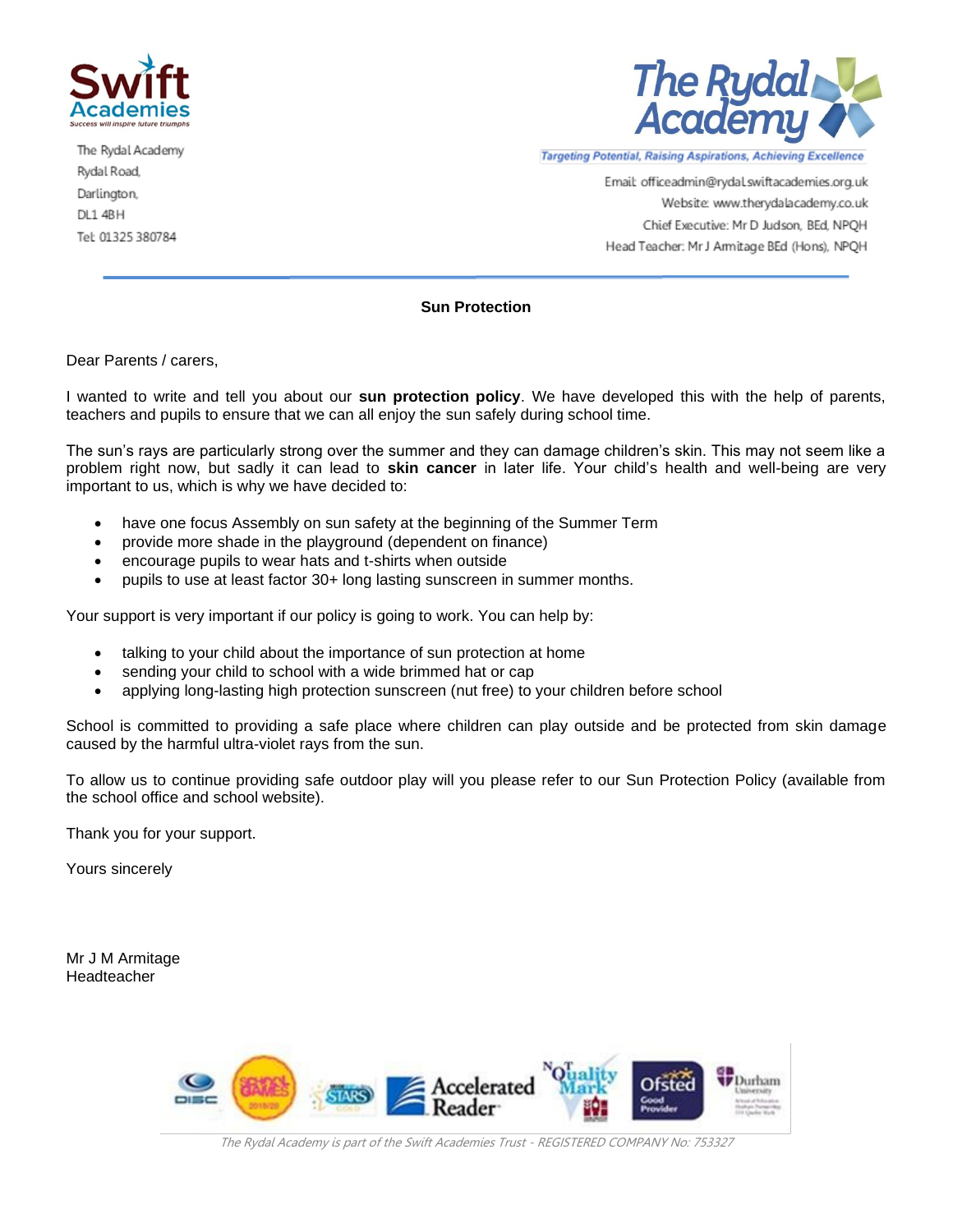The Rydal Academy
Rydal Road,
Darlington,
DL1 4BH
Tel: 01325 380784

*Targeting Potential, Raising Aspirations, Achieving Excellence*

Email: officeadmin@rydal.swiftacademies.org.uk
Website: www.therydalacademy.co.uk
Chief Executive: Mr D Judson, BEd, NPQH
Head Teacher: Mr J Armitage BEd (Hons), NPQH

**Sun Protection**

Dear Parents / carers,

I wanted to write and tell you about our **sun protection policy**. We have developed this with the help of parents, teachers and pupils to ensure that we can all enjoy the sun safely during school time.

The sun's rays are particularly strong over the summer and they can damage children's skin. This may not seem like a problem right now, but sadly it can lead to **skin cancer** in later life. Your child's health and well-being are very important to us, which is why we have decided to:

- have one focus Assembly on sun safety at the beginning of the Summer Term
- provide more shade in the playground (dependent on finance)
- encourage pupils to wear hats and t-shirts when outside
- pupils to use at least factor 30+ long lasting sunscreen in summer months.

Your support is very important if our policy is going to work. You can help by:

- talking to your child about the importance of sun protection at home
- sending your child to school with a wide brimmed hat or cap
- applying long-lasting high protection sunscreen (nut free) to your children before school

School is committed to providing a safe place where children can play outside and be protected from skin damage caused by the harmful ultra-violet rays from the sun.

To allow us to continue providing safe outdoor play will you please refer to our Sun Protection Policy (available from the school office and school website).

Thank you for your support.

Yours sincerely

Mr J M Armitage
Headteacher

*The Rydal Academy is part of the Swift Academies Trust - REGISTERED COMPANY No: 753327*